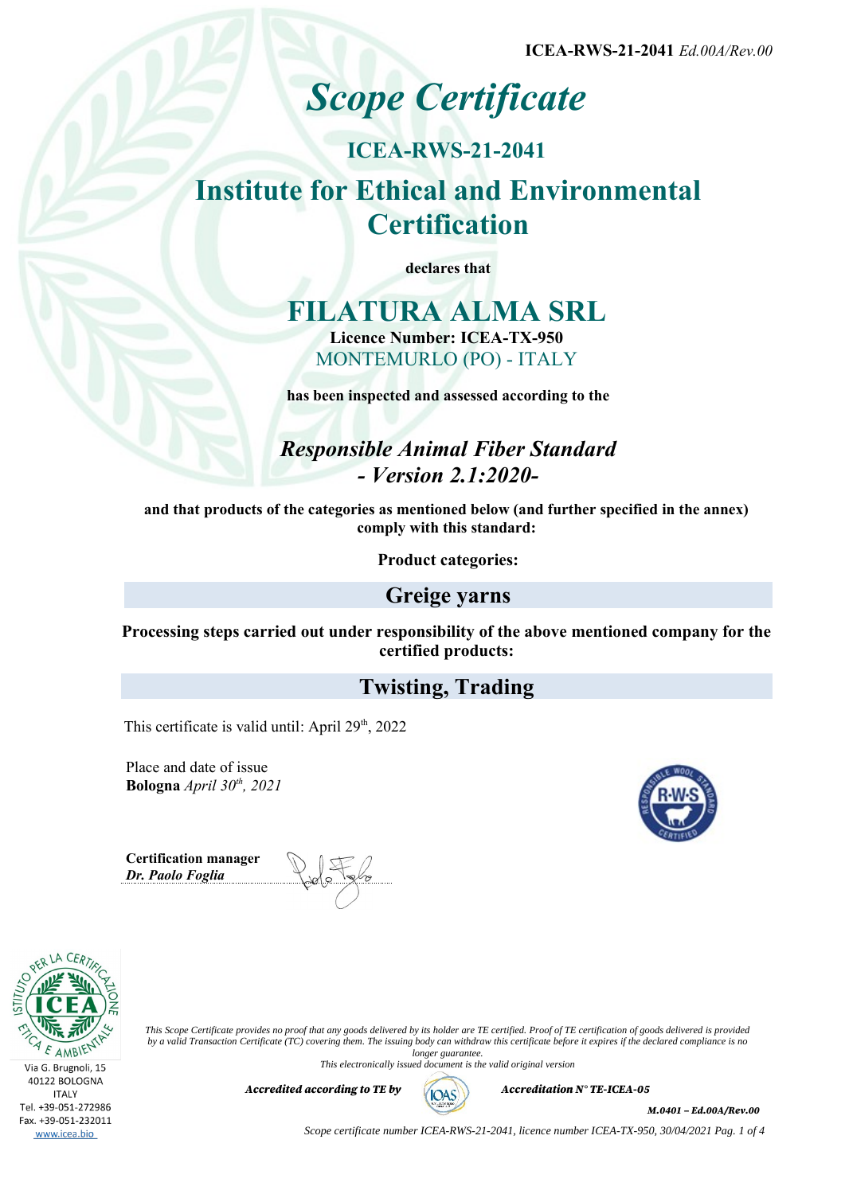ICEA-RWS-21-2041 *Ed.00A/Rev.00*

# *Scope Certificate*

## ICEA-RWS-21-2041

## Institute for Ethical and Environmental Certification

**declares that**

## FILATURA ALMA SRL

**Licence Number: ICEA-TX-950**

MONTEMURLO (PO) - ITALY

**has been inspected and assessed according to the**

### *Responsible Animal Fiber Standard - Version 2.1:2020-*

**and that products of the categories as mentioned below (and further specified in the annex) comply with this standard:**

**Product categories:**

### Greige yarns

**Processing steps carried out under responsibility of the above mentioned company for the certified products:**

### Twisting, Trading

This certificate is valid until: April 29th, 2022

Place and date of issue
**Bologna** *April 30th, 2021*

**Certification manager**
***Dr. Paolo Foglia***

Via G. Brugnoli, 15
40122 BOLOGNA
ITALY
Tel. +39-051-272986
Fax. +39-051-232011
www.icea.bio

*This Scope Certificate provides no proof that any goods delivered by its holder are TE certified. Proof of TE certification of goods delivered is provided by a valid Transaction Certificate (TC) covering them. The issuing body can withdraw this certificate before it expires if the declared compliance is no longer guarantee.*
*This electronically issued document is the valid original version*

***Accredited according to TE by*** ***Accreditation N° TE-ICEA-05***

***M.0401 – Ed.00A/Rev.00***

*Scope certificate number ICEA-RWS-21-2041, licence number ICEA-TX-950, 30/04/2021*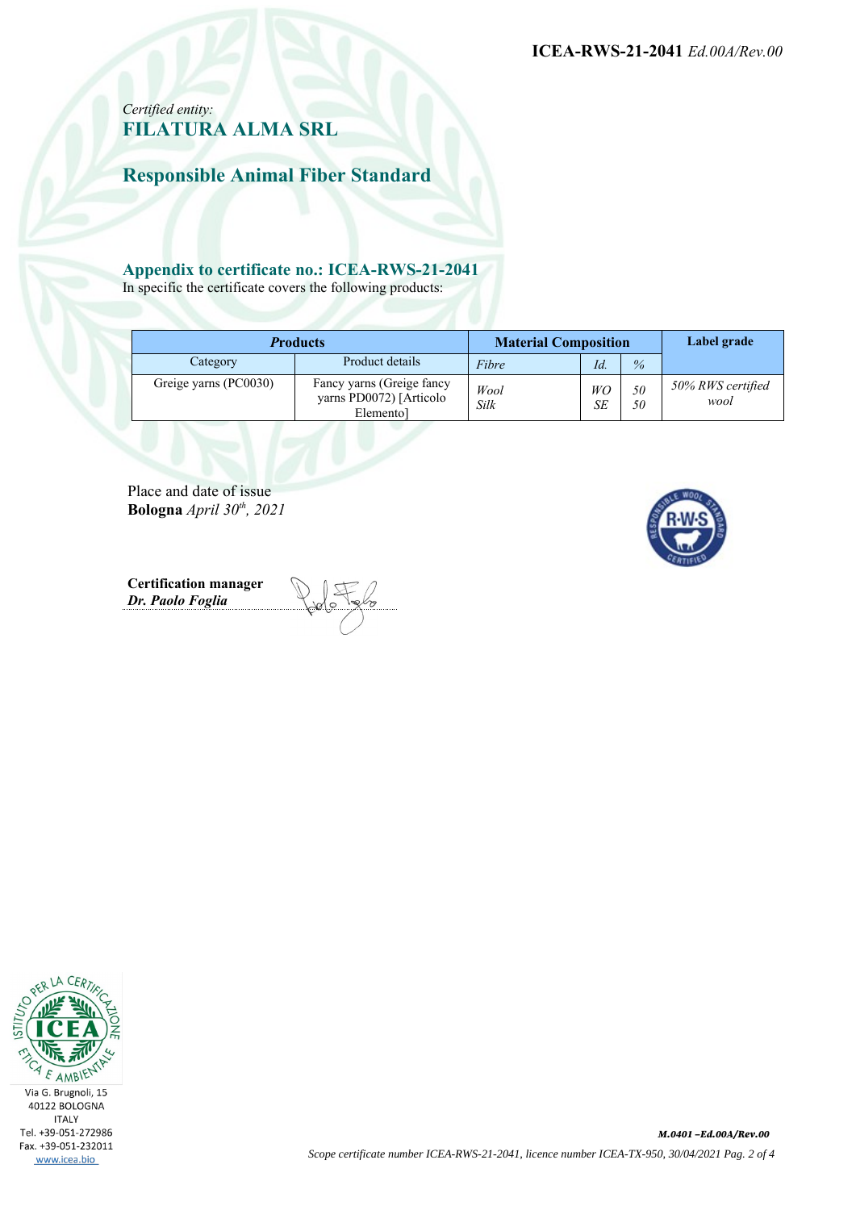ICEA-RWS-21-2041 *Ed.00A/Rev.00*

*Certified entity:*

## FILATURA ALMA SRL

## Responsible Animal Fiber Standard

### Appendix to certificate no.: ICEA-RWS-21-2041

In specific the certificate covers the following products:

| ***Products*** | | **Material Composition** | | | **Label grade** |
|---|---|---|---|---|---|
| Category | Product details | *Fibre* | *Id.* | *%* | |
| Greige yarns (PC0030) | Fancy yarns (Greige fancy yarns PD0072) [Articolo Elemento] | *Wool*<br>*Silk* | *WO*<br>*SE* | *50*<br>*50* | *50% RWS certified wool* |

Place and date of issue
**Bologna** *April 30th, 2021*

**Certification manager**
***Dr. Paolo Foglia***

Via G. Brugnoli, 15
40122 BOLOGNA
ITALY
Tel. +39-051-272986
Fax. +39-051-232011
www.icea.bio

*M.0401 –Ed.00A/Rev.00*

*Scope certificate number ICEA-RWS-21-2041, licence number ICEA-TX-950, 30/04/2021*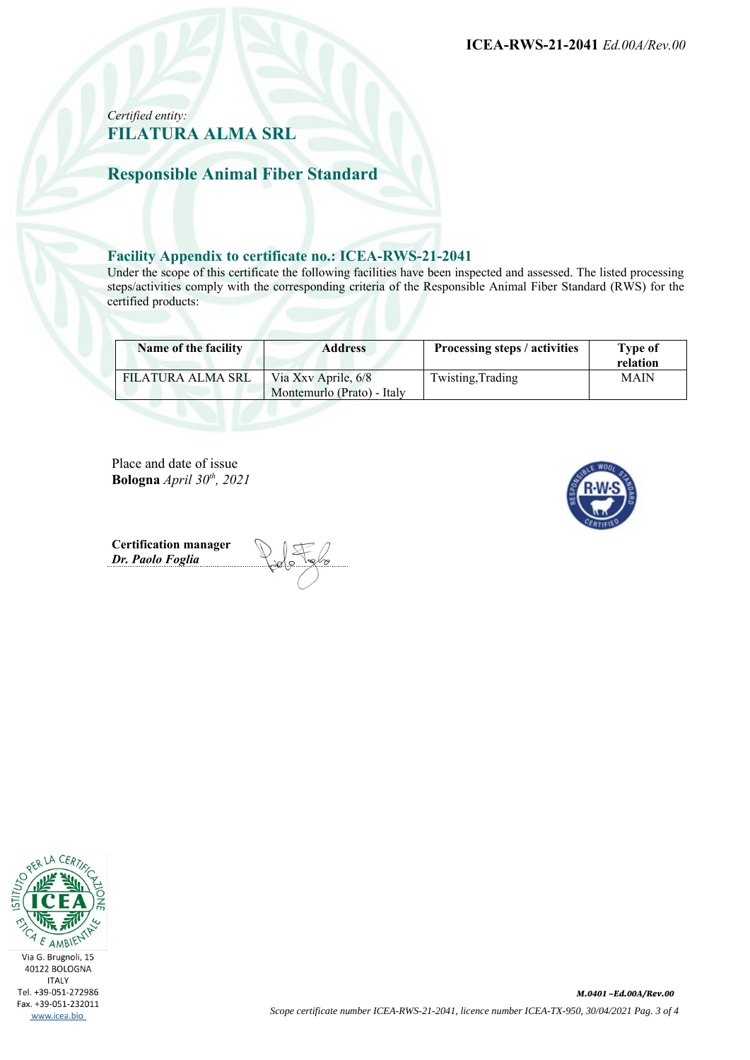*Certified entity:*
## FILATURA ALMA SRL

## Responsible Animal Fiber Standard

### Facility Appendix to certificate no.: ICEA-RWS-21-2041

Under the scope of this certificate the following facilities have been inspected and assessed. The listed processing steps/activities comply with the corresponding criteria of the Responsible Animal Fiber Standard (RWS) for the certified products:

| Name of the facility | Address | Processing steps / activities | Type of relation |
|---|---|---|---|
| FILATURA ALMA SRL | Via Xxv Aprile, 6/8 Montemurlo (Prato) - Italy | Twisting,Trading | MAIN |

Place and date of issue
**Bologna** *April 30th, 2021*

**Certification manager**
***Dr. Paolo Foglia***

Via G. Brugnoli, 15
40122 BOLOGNA
ITALY
Tel. +39-051-272986
Fax. +39-051-232011
www.icea.bio

***M.0401 –Ed.00A/Rev.00***

*Scope certificate number ICEA-RWS-21-2041, licence number ICEA-TX-950, 30/04/2021*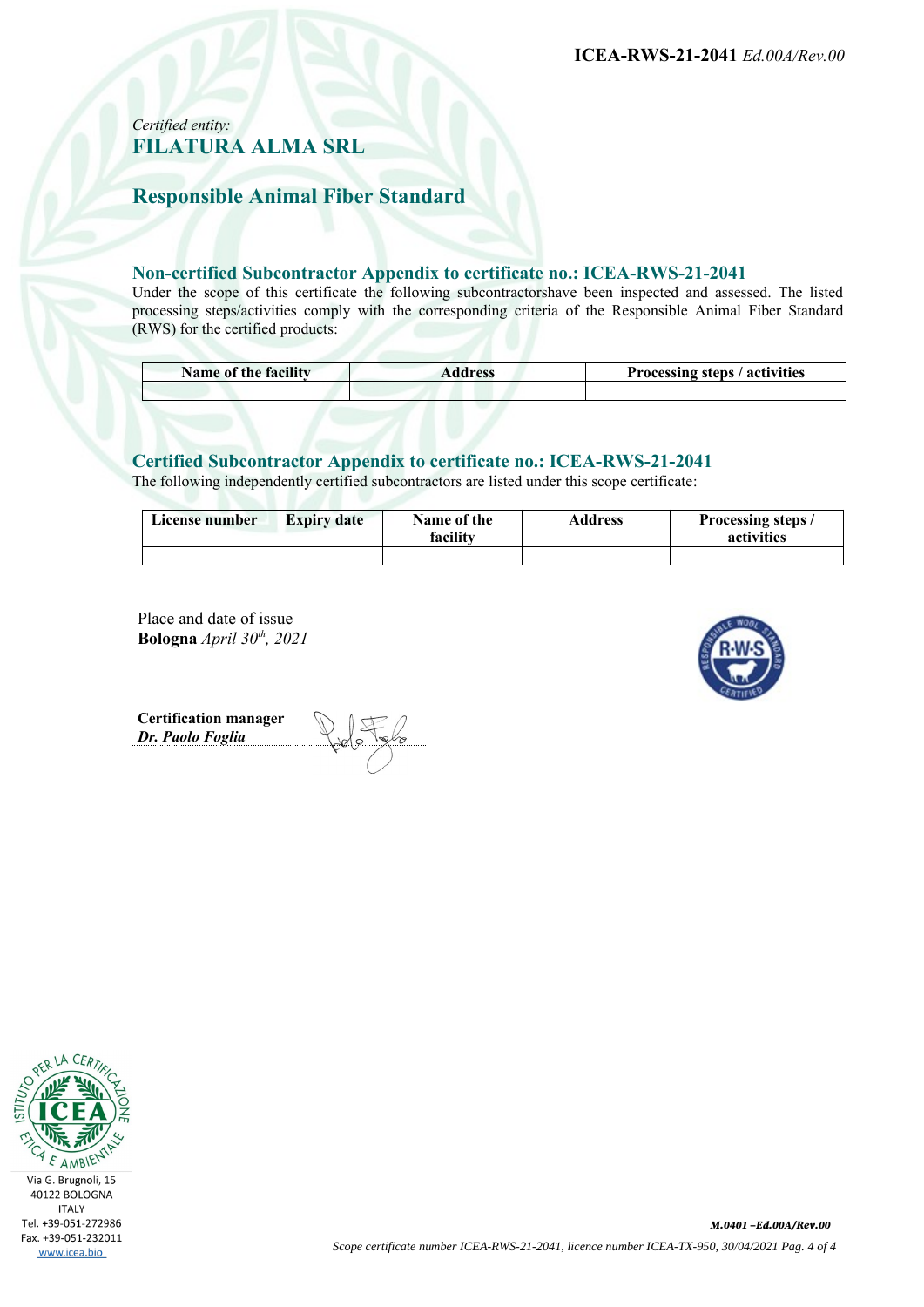*Certified entity:*
**FILATURA ALMA SRL**

## Responsible Animal Fiber Standard

### Non-certified Subcontractor Appendix to certificate no.: ICEA-RWS-21-2041

Under the scope of this certificate the following subcontractorshave been inspected and assessed. The listed processing steps/activities comply with the corresponding criteria of the Responsible Animal Fiber Standard (RWS) for the certified products:

| Name of the facility | Address | Processing steps / activities |
|---|---|---|
| | | |

### Certified Subcontractor Appendix to certificate no.: ICEA-RWS-21-2041

The following independently certified subcontractors are listed under this scope certificate:

| License number | Expiry date | Name of the facility | Address | Processing steps / activities |
|---|---|---|---|---|
| | | | | |

Place and date of issue
**Bologna** *April 30th, 2021*

**Certification manager**
***Dr. Paolo Foglia***

Via G. Brugnoli, 15
40122 BOLOGNA
ITALY
Tel. +39-051-272986
Fax. +39-051-232011
www.icea.bio

*M.0401 –Ed.00A/Rev.00*

*Scope certificate number ICEA-RWS-21-2041, licence number ICEA-TX-950, 30/04/2021*